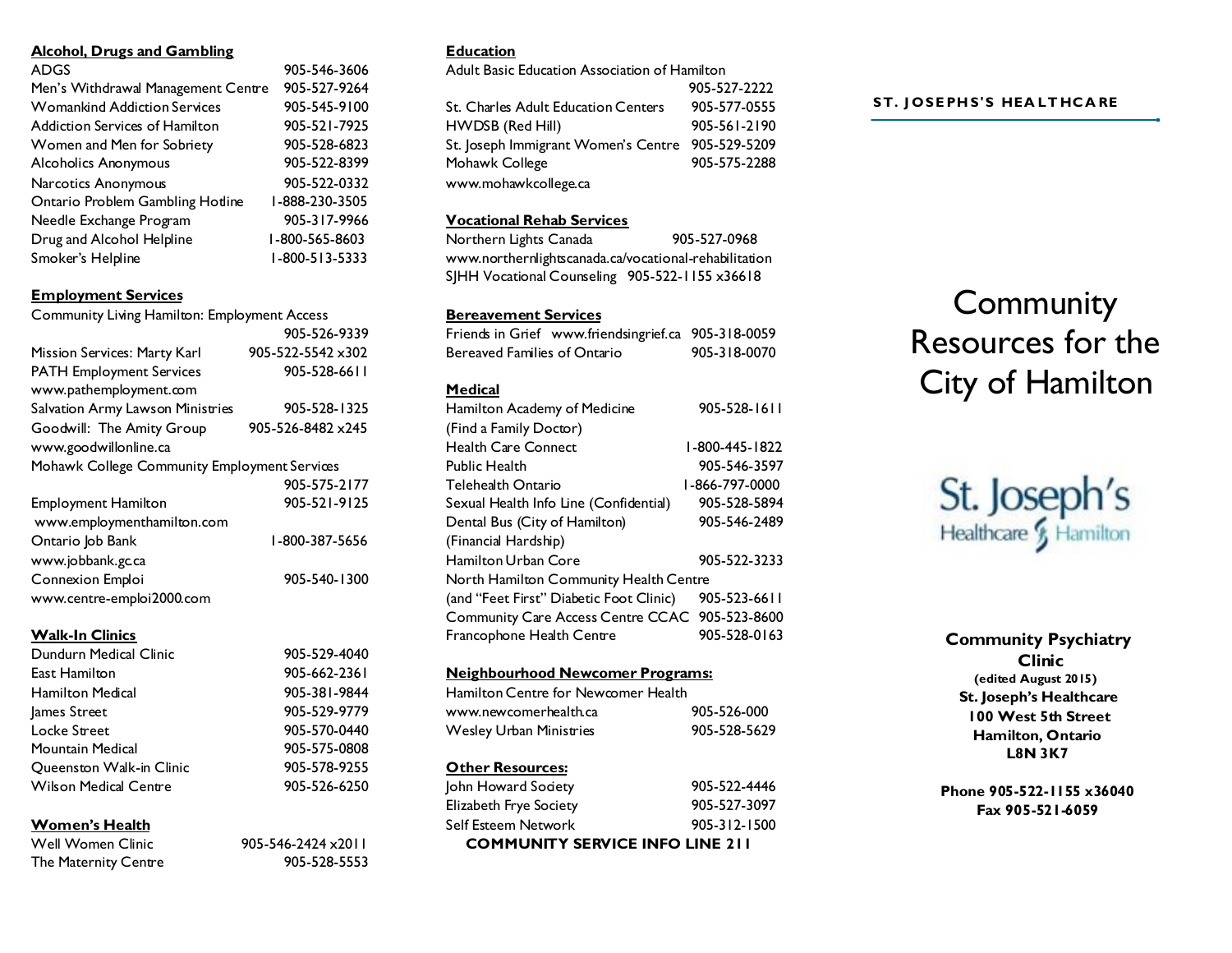## Alcohol, Drugs and Gambling

| | |
|---|---|
| ADGS | 905-546-3606 |
| Men's Withdrawal Management Centre | 905-527-9264 |
| Womankind Addiction Services | 905-545-9100 |
| Addiction Services of Hamilton | 905-521-7925 |
| Women and Men for Sobriety | 905-528-6823 |
| Alcoholics Anonymous | 905-522-8399 |
| Narcotics Anonymous | 905-522-0332 |
| Ontario Problem Gambling Hotline | 1-888-230-3505 |
| Needle Exchange Program | 905-317-9966 |
| Drug and Alcohol Helpline | 1-800-565-8603 |
| Smoker's Helpline | 1-800-513-5333 |

## Employment Services

| | |
|---|---|
| Community Living Hamilton: Employment Access | 905-526-9339 |
| Mission Services: Marty Karl | 905-522-5542 x302 |
| PATH Employment Services www.pathemployment.com | 905-528-6611 |
| Salvation Army Lawson Ministries | 905-528-1325 |
| Goodwill: The Amity Group www.goodwillonline.ca | 905-526-8482 x245 |
| Mohawk College Community Employment Services | 905-575-2177 |
| Employment Hamilton www.employmenthamilton.com | 905-521-9125 |
| Ontario Job Bank www.jobbank.gc.ca | 1-800-387-5656 |
| Connexion Emploi www.centre-emploi2000.com | 905-540-1300 |

## Walk-In Clinics

| | |
|---|---|
| Dundurn Medical Clinic | 905-529-4040 |
| East Hamilton | 905-662-2361 |
| Hamilton Medical | 905-381-9844 |
| James Street | 905-529-9779 |
| Locke Street | 905-570-0440 |
| Mountain Medical | 905-575-0808 |
| Queenston Walk-in Clinic | 905-578-9255 |
| Wilson Medical Centre | 905-526-6250 |

## Women's Health

| | |
|---|---|
| Well Women Clinic | 905-546-2424 x2011 |
| The Maternity Centre | 905-528-5553 |

## Education

| | |
|---|---|
| Adult Basic Education Association of Hamilton | 905-527-2222 |
| St. Charles Adult Education Centers | 905-577-0555 |
| HWDSB (Red Hill) | 905-561-2190 |
| St. Joseph Immigrant Women's Centre | 905-529-5209 |
| Mohawk College www.mohawkcollege.ca | 905-575-2288 |

## Vocational Rehab Services

| | |
|---|---|
| Northern Lights Canada www.northernlightscanada.ca/vocational-rehabilitation | 905-527-0968 |
| SJHH Vocational Counseling | 905-522-1155 x36618 |

## Bereavement Services

| | |
|---|---|
| Friends in Grief www.friendsingrief.ca | 905-318-0059 |
| Bereaved Families of Ontario | 905-318-0070 |

## Medical

| | |
|---|---|
| Hamilton Academy of Medicine (Find a Family Doctor) | 905-528-1611 |
| Health Care Connect | 1-800-445-1822 |
| Public Health | 905-546-3597 |
| Telehealth Ontario | 1-866-797-0000 |
| Sexual Health Info Line (Confidential) | 905-528-5894 |
| Dental Bus (City of Hamilton) (Financial Hardship) | 905-546-2489 |
| Hamilton Urban Core | 905-522-3233 |
| North Hamilton Community Health Centre (and "Feet First" Diabetic Foot Clinic) | 905-523-6611 |
| Community Care Access Centre CCAC | 905-523-8600 |
| Francophone Health Centre | 905-528-0163 |

## Neighbourhood Newcomer Programs:

| | |
|---|---|
| Hamilton Centre for Newcomer Health www.newcomerhealth.ca | 905-526-000 |
| Wesley Urban Ministries | 905-528-5629 |

## Other Resources:

| | |
|---|---|
| John Howard Society | 905-522-4446 |
| Elizabeth Frye Society | 905-527-3097 |
| Self Esteem Network | 905-312-1500 |

**COMMUNITY SERVICE INFO LINE 211**

**ST. JOSEPHS'S HEALTHCARE**

# Community Resources for the City of Hamilton

St. Joseph's Healthcare Hamilton

**Community Psychiatry Clinic**
**(edited August 2015)**
**St. Joseph's Healthcare**
**100 West 5th Street**
**Hamilton, Ontario**
**L8N 3K7**

**Phone 905-522-1155 x36040**
**Fax 905-521-6059**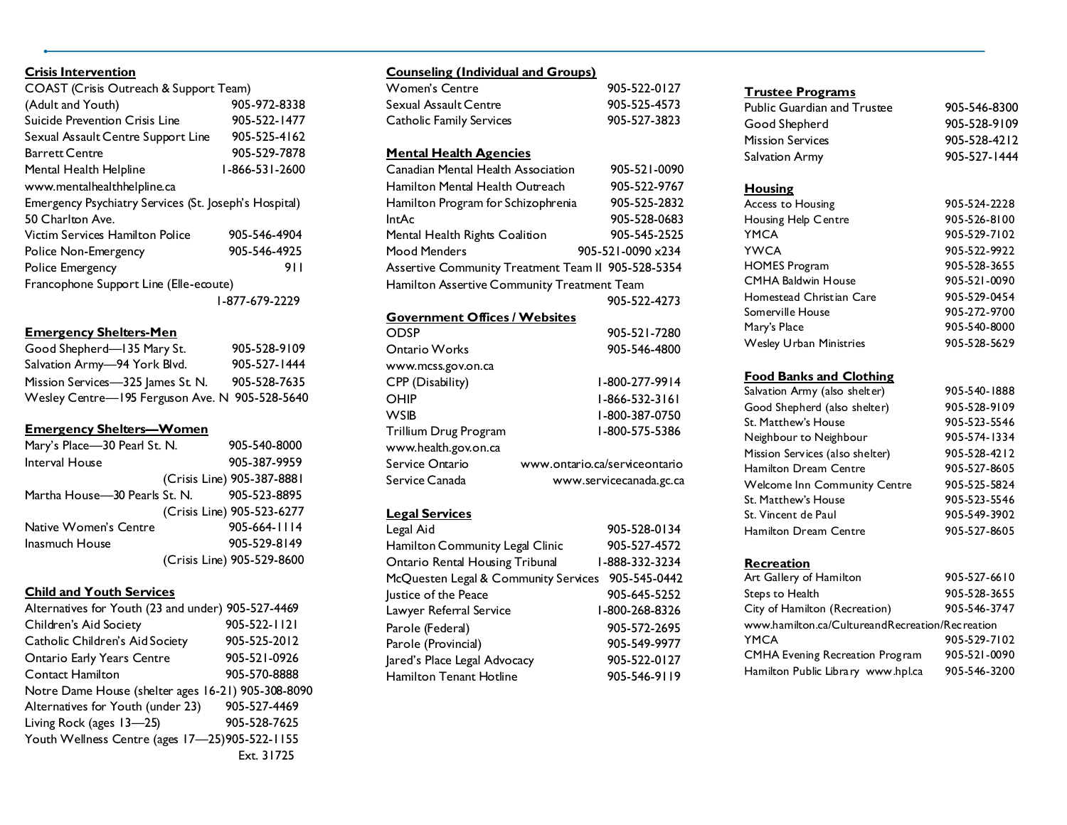**Crisis Intervention**

| | |
|---|---|
| COAST (Crisis Outreach & Support Team) (Adult and Youth) | 905-972-8338 |
| Suicide Prevention Crisis Line | 905-522-1477 |
| Sexual Assault Centre Support Line | 905-525-4162 |
| Barrett Centre | 905-529-7878 |
| Mental Health Helpline www.mentalhealthhelpline.ca | 1-866-531-2600 |
| Emergency Psychiatry Services (St. Joseph's Hospital) 50 Charlton Ave. | |
| Victim Services Hamilton Police | 905-546-4904 |
| Police Non-Emergency | 905-546-4925 |
| Police Emergency | 911 |
| Francophone Support Line (Elle-ecoute) | 1-877-679-2229 |

**Emergency Shelters-Men**

| | |
|---|---|
| Good Shepherd—135 Mary St. | 905-528-9109 |
| Salvation Army—94 York Blvd. | 905-527-1444 |
| Mission Services—325 James St. N. | 905-528-7635 |
| Wesley Centre—195 Ferguson Ave. N | 905-528-5640 |

**Emergency Shelters—Women**

| | |
|---|---|
| Mary's Place—30 Pearl St. N. | 905-540-8000 |
| Interval House | 905-387-9959 |
| | (Crisis Line) 905-387-8881 |
| Martha House—30 Pearls St. N. | 905-523-8895 |
| | (Crisis Line) 905-523-6277 |
| Native Women's Centre | 905-664-1114 |
| Inasmuch House | 905-529-8149 |
| | (Crisis Line) 905-529-8600 |

**Child and Youth Services**

| | |
|---|---|
| Alternatives for Youth (23 and under) | 905-527-4469 |
| Children's Aid Society | 905-522-1121 |
| Catholic Children's Aid Society | 905-525-2012 |
| Ontario Early Years Centre | 905-521-0926 |
| Contact Hamilton | 905-570-8888 |
| Notre Dame House (shelter ages 16-21) | 905-308-8090 |
| Alternatives for Youth (under 23) | 905-527-4469 |
| Living Rock (ages 13—25) | 905-528-7625 |
| Youth Wellness Centre (ages 17—25) | 905-522-1155 Ext. 31725 |

**Counseling (Individual and Groups)**

| | |
|---|---|
| Women's Centre | 905-522-0127 |
| Sexual Assault Centre | 905-525-4573 |
| Catholic Family Services | 905-527-3823 |

**Mental Health Agencies**

| | |
|---|---|
| Canadian Mental Health Association | 905-521-0090 |
| Hamilton Mental Health Outreach | 905-522-9767 |
| Hamilton Program for Schizophrenia | 905-525-2832 |
| IntAc | 905-528-0683 |
| Mental Health Rights Coalition | 905-545-2525 |
| Mood Menders | 905-521-0090 x234 |
| Assertive Community Treatment Team II | 905-528-5354 |
| Hamilton Assertive Community Treatment Team | 905-522-4273 |

**Government Offices / Websites**

| | |
|---|---|
| ODSP | 905-521-7280 |
| Ontario Works www.mcss.gov.on.ca | 905-546-4800 |
| CPP (Disability) | 1-800-277-9914 |
| OHIP | 1-866-532-3161 |
| WSIB | 1-800-387-0750 |
| Trillium Drug Program www.health.gov.on.ca | 1-800-575-5386 |
| Service Ontario | www.ontario.ca/serviceontario |
| Service Canada | www.servicecanada.gc.ca |

**Legal Services**

| | |
|---|---|
| Legal Aid | 905-528-0134 |
| Hamilton Community Legal Clinic | 905-527-4572 |
| Ontario Rental Housing Tribunal | 1-888-332-3234 |
| McQuesten Legal & Community Services | 905-545-0442 |
| Justice of the Peace | 905-645-5252 |
| Lawyer Referral Service | 1-800-268-8326 |
| Parole (Federal) | 905-572-2695 |
| Parole (Provincial) | 905-549-9977 |
| Jared's Place Legal Advocacy | 905-522-0127 |
| Hamilton Tenant Hotline | 905-546-9119 |

**Trustee Programs**

| | |
|---|---|
| Public Guardian and Trustee | 905-546-8300 |
| Good Shepherd | 905-528-9109 |
| Mission Services | 905-528-4212 |
| Salvation Army | 905-527-1444 |

**Housing**

| | |
|---|---|
| Access to Housing | 905-524-2228 |
| Housing Help Centre | 905-526-8100 |
| YMCA | 905-529-7102 |
| YWCA | 905-522-9922 |
| HOMES Program | 905-528-3655 |
| CMHA Baldwin House | 905-521-0090 |
| Homestead Christian Care | 905-529-0454 |
| Somerville House | 905-272-9700 |
| Mary's Place | 905-540-8000 |
| Wesley Urban Ministries | 905-528-5629 |

**Food Banks and Clothing**

| | |
|---|---|
| Salvation Army (also shelter) | 905-540-1888 |
| Good Shepherd (also shelter) | 905-528-9109 |
| St. Matthew's House | 905-523-5546 |
| Neighbour to Neighbour | 905-574-1334 |
| Mission Services (also shelter) | 905-528-4212 |
| Hamilton Dream Centre | 905-527-8605 |
| Welcome Inn Community Centre | 905-525-5824 |
| St. Matthew's House | 905-523-5546 |
| St. Vincent de Paul | 905-549-3902 |
| Hamilton Dream Centre | 905-527-8605 |

**Recreation**

| | |
|---|---|
| Art Gallery of Hamilton | 905-527-6610 |
| Steps to Health | 905-528-3655 |
| City of Hamilton (Recreation) www.hamilton.ca/CultureandRecreation/Recreation | 905-546-3747 |
| YMCA | 905-529-7102 |
| CMHA Evening Recreation Program | 905-521-0090 |
| Hamilton Public Library www.hpl.ca | 905-546-3200 |